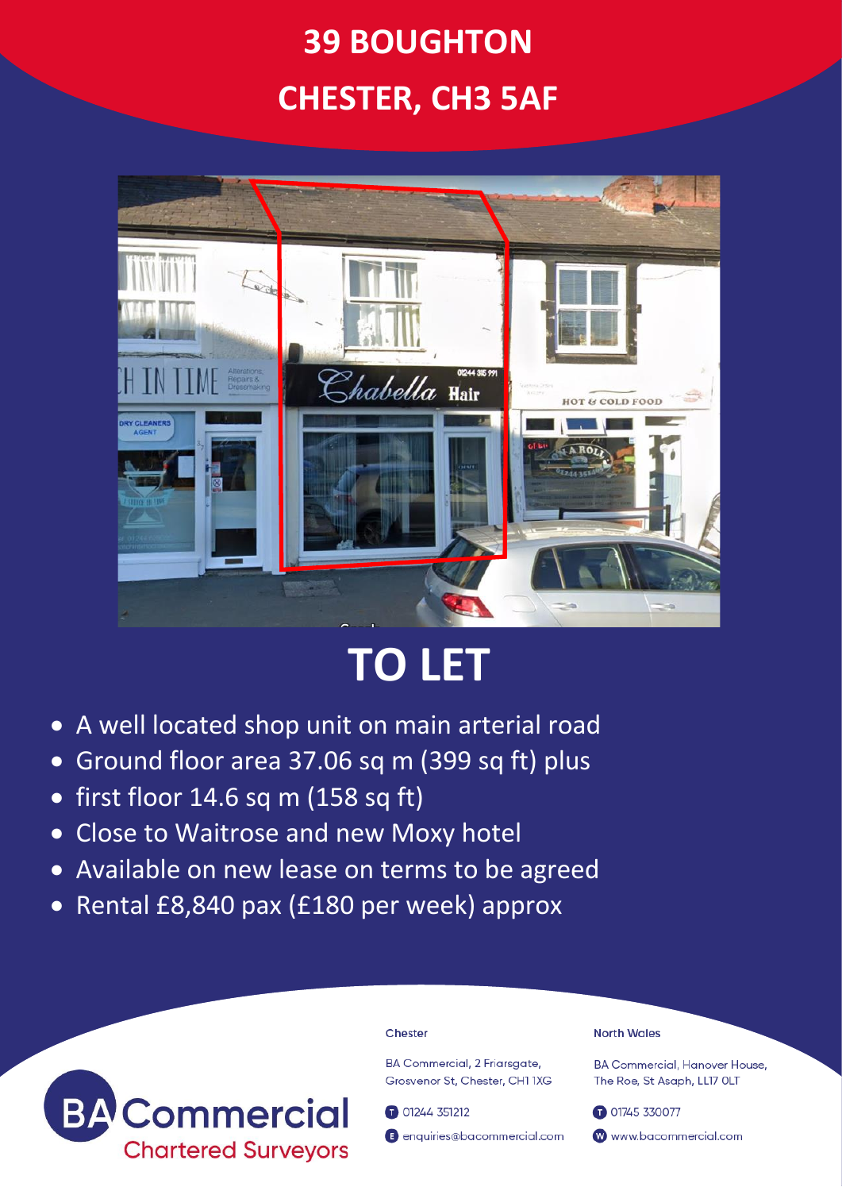# 39 BOUGHTON
# CHESTER, CH3 5AF

# TO LET

- A well located shop unit on main arterial road
- Ground floor area 37.06 sq m (399 sq ft) plus
- first floor 14.6 sq m (158 sq ft)
- Close to Waitrose and new Moxy hotel
- Available on new lease on terms to be agreed
- Rental £8,840 pax (£180 per week) approx

BA Commercial
Chartered Surveyors

**Chester**

BA Commercial, 2 Friarsgate,
Grosvenor St, Chester, CH1 1XG

T 01244 351212

E enquiries@bacommercial.com

**North Wales**

BA Commercial, Hanover House,
The Roe, St Asaph, LL17 0LT

T 01745 330077

W www.bacommercial.com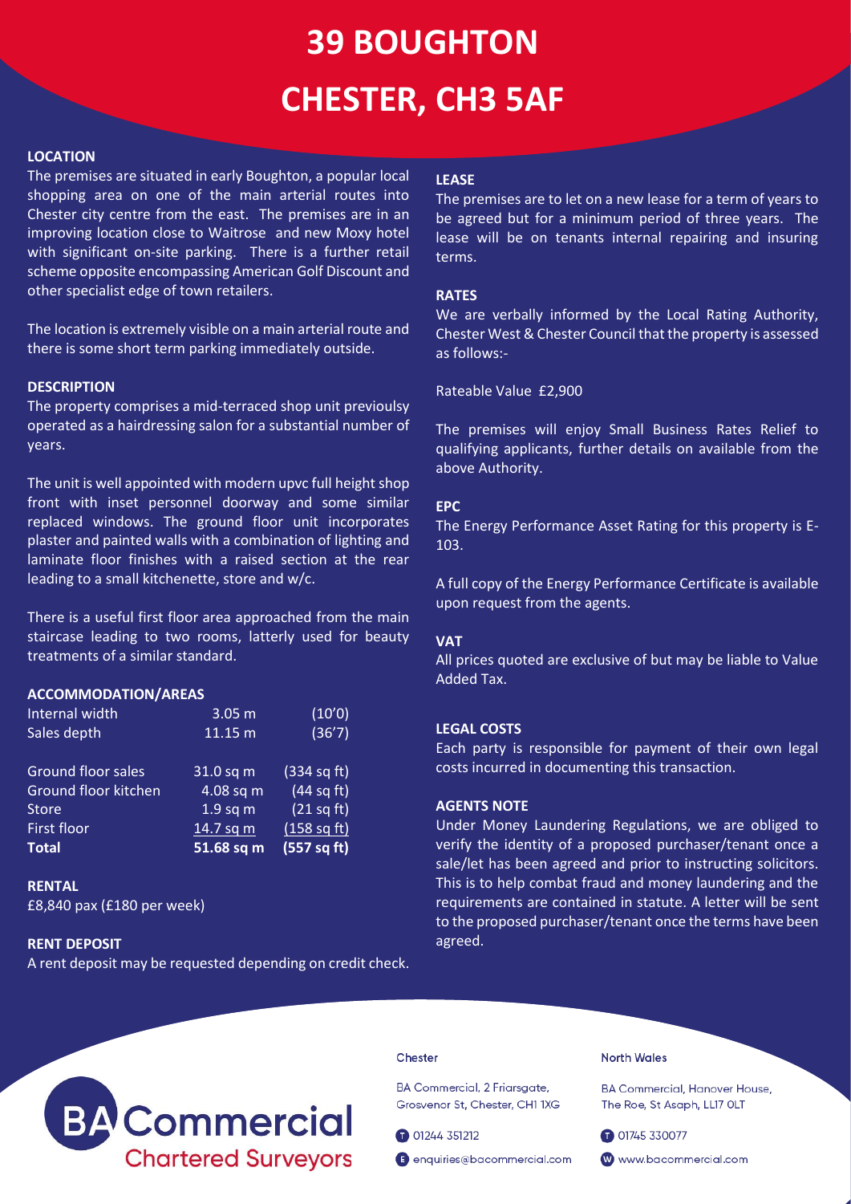# 39 BOUGHTON

# CHESTER, CH3 5AF

**LOCATION**

The premises are situated in early Boughton, a popular local shopping area on one of the main arterial routes into Chester city centre from the east. The premises are in an improving location close to Waitrose and new Moxy hotel with significant on-site parking. There is a further retail scheme opposite encompassing American Golf Discount and other specialist edge of town retailers.

The location is extremely visible on a main arterial route and there is some short term parking immediately outside.

**DESCRIPTION**

The property comprises a mid-terraced shop unit previoulsy operated as a hairdressing salon for a substantial number of years.

The unit is well appointed with modern upvc full height shop front with inset personnel doorway and some similar replaced windows. The ground floor unit incorporates plaster and painted walls with a combination of lighting and laminate floor finishes with a raised section at the rear leading to a small kitchenette, store and w/c.

There is a useful first floor area approached from the main staircase leading to two rooms, latterly used for beauty treatments of a similar standard.

**ACCOMMODATION/AREAS**

| | | |
|---|---|---|
| Internal width | 3.05 m | (10'0) |
| Sales depth | 11.15 m | (36'7) |
| | | |
| Ground floor sales | 31.0 sq m | (334 sq ft) |
| Ground floor kitchen | 4.08 sq m | (44 sq ft) |
| Store | 1.9 sq m | (21 sq ft) |
| First floor | 14.7 sq m | (158 sq ft) |
| **Total** | **51.68 sq m** | **(557 sq ft)** |

**RENTAL**

£8,840 pax (£180 per week)

**RENT DEPOSIT**

A rent deposit may be requested depending on credit check.

**LEASE**

The premises are to let on a new lease for a term of years to be agreed but for a minimum period of three years. The lease will be on tenants internal repairing and insuring terms.

**RATES**

We are verbally informed by the Local Rating Authority, Chester West & Chester Council that the property is assessed as follows:-

Rateable Value £2,900

The premises will enjoy Small Business Rates Relief to qualifying applicants, further details on available from the above Authority.

**EPC**

The Energy Performance Asset Rating for this property is E-103.

A full copy of the Energy Performance Certificate is available upon request from the agents.

**VAT**

All prices quoted are exclusive of but may be liable to Value Added Tax.

**LEGAL COSTS**

Each party is responsible for payment of their own legal costs incurred in documenting this transaction.

**AGENTS NOTE**

Under Money Laundering Regulations, we are obliged to verify the identity of a proposed purchaser/tenant once a sale/let has been agreed and prior to instructing solicitors. This is to help combat fraud and money laundering and the requirements are contained in statute. A letter will be sent to the proposed purchaser/tenant once the terms have been agreed.

BA Commercial
Chartered Surveyors

Chester

BA Commercial, 2 Friarsgate, Grosvenor St, Chester, CH1 1XG

T 01244 351212

E enquiries@bacommercial.com

North Wales

BA Commercial, Hanover House, The Roe, St Asaph, LL17 0LT

T 01745 330077

W www.bacommercial.com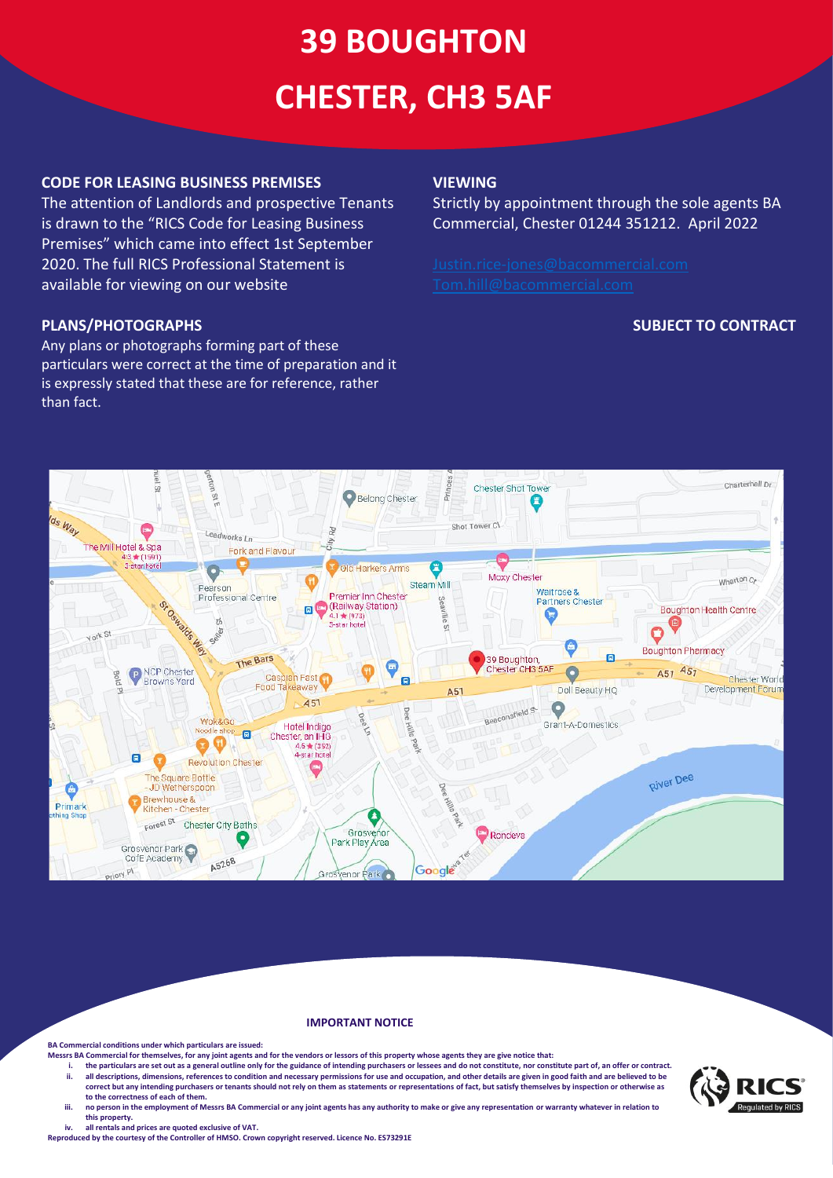# 39 BOUGHTON

# CHESTER, CH3 5AF

## CODE FOR LEASING BUSINESS PREMISES

The attention of Landlords and prospective Tenants is drawn to the "RICS Code for Leasing Business Premises" which came into effect 1st September 2020. The full RICS Professional Statement is available for viewing on our website

## PLANS/PHOTOGRAPHS

Any plans or photographs forming part of these particulars were correct at the time of preparation and it is expressly stated that these are for reference, rather than fact.

## VIEWING

Strictly by appointment through the sole agents BA Commercial, Chester 01244 351212. April 2022

Justin.rice-jones@bacommercial.com
Tom.hill@bacommercial.com

**SUBJECT TO CONTRACT**

### IMPORTANT NOTICE

**BA Commercial conditions under which particulars are issued:**

**Messrs BA Commercial for themselves, for any joint agents and for the vendors or lessors of this property whose agents they are give notice that:**

i. **the particulars are set out as a general outline only for the guidance of intending purchasers or lessees and do not constitute, nor constitute part of, an offer or contract.**
ii. **all descriptions, dimensions, references to condition and necessary permissions for use and occupation, and other details are given in good faith and are believed to be correct but any intending purchasers or tenants should not rely on them as statements or representations of fact, but satisfy themselves by inspection or otherwise as to the correctness of each of them.**
iii. **no person in the employment of Messrs BA Commercial or any joint agents has any authority to make or give any representation or warranty whatever in relation to this property.**
iv. **all rentals and prices are quoted exclusive of VAT.**

**Reproduced by the courtesy of the Controller of HMSO. Crown copyright reserved. Licence No. ES73291E**